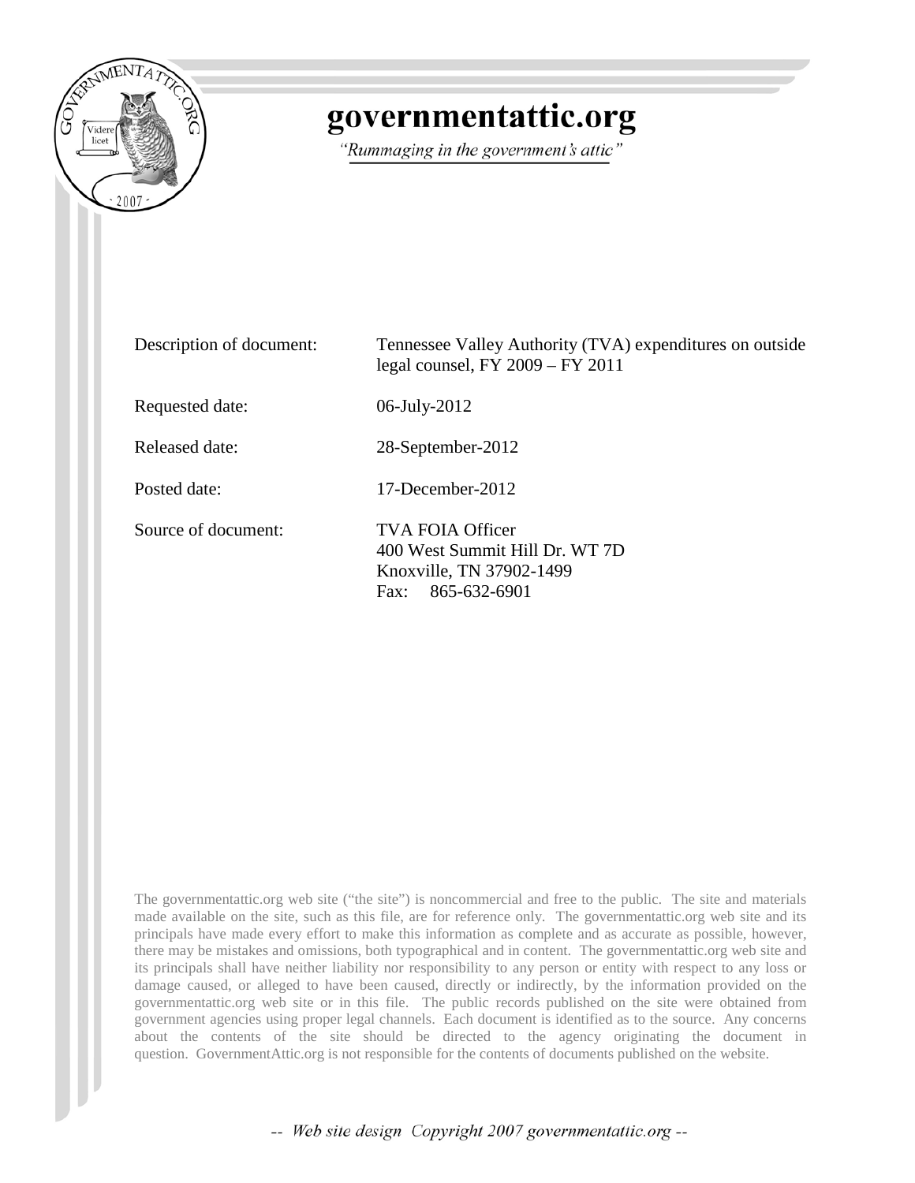# governmentattic.org

*"Rummaging in the government's attic"*

| | |
|---|---|
| Description of document: | Tennessee Valley Authority (TVA) expenditures on outside legal counsel, FY 2009 – FY 2011 |
| Requested date: | 06-July-2012 |
| Released date: | 28-September-2012 |
| Posted date: | 17-December-2012 |
| Source of document: | TVA FOIA Officer<br>400 West Summit Hill Dr. WT 7D<br>Knoxville, TN 37902-1499<br>Fax: 865-632-6901 |

The governmentattic.org web site ("the site") is noncommercial and free to the public. The site and materials made available on the site, such as this file, are for reference only. The governmentattic.org web site and its principals have made every effort to make this information as complete and as accurate as possible, however, there may be mistakes and omissions, both typographical and in content. The governmentattic.org web site and its principals shall have neither liability nor responsibility to any person or entity with respect to any loss or damage caused, or alleged to have been caused, directly or indirectly, by the information provided on the governmentattic.org web site or in this file. The public records published on the site were obtained from government agencies using proper legal channels. Each document is identified as to the source. Any concerns about the contents of the site should be directed to the agency originating the document in question. GovernmentAttic.org is not responsible for the contents of documents published on the website.

*-- Web site design Copyright 2007 governmentattic.org --*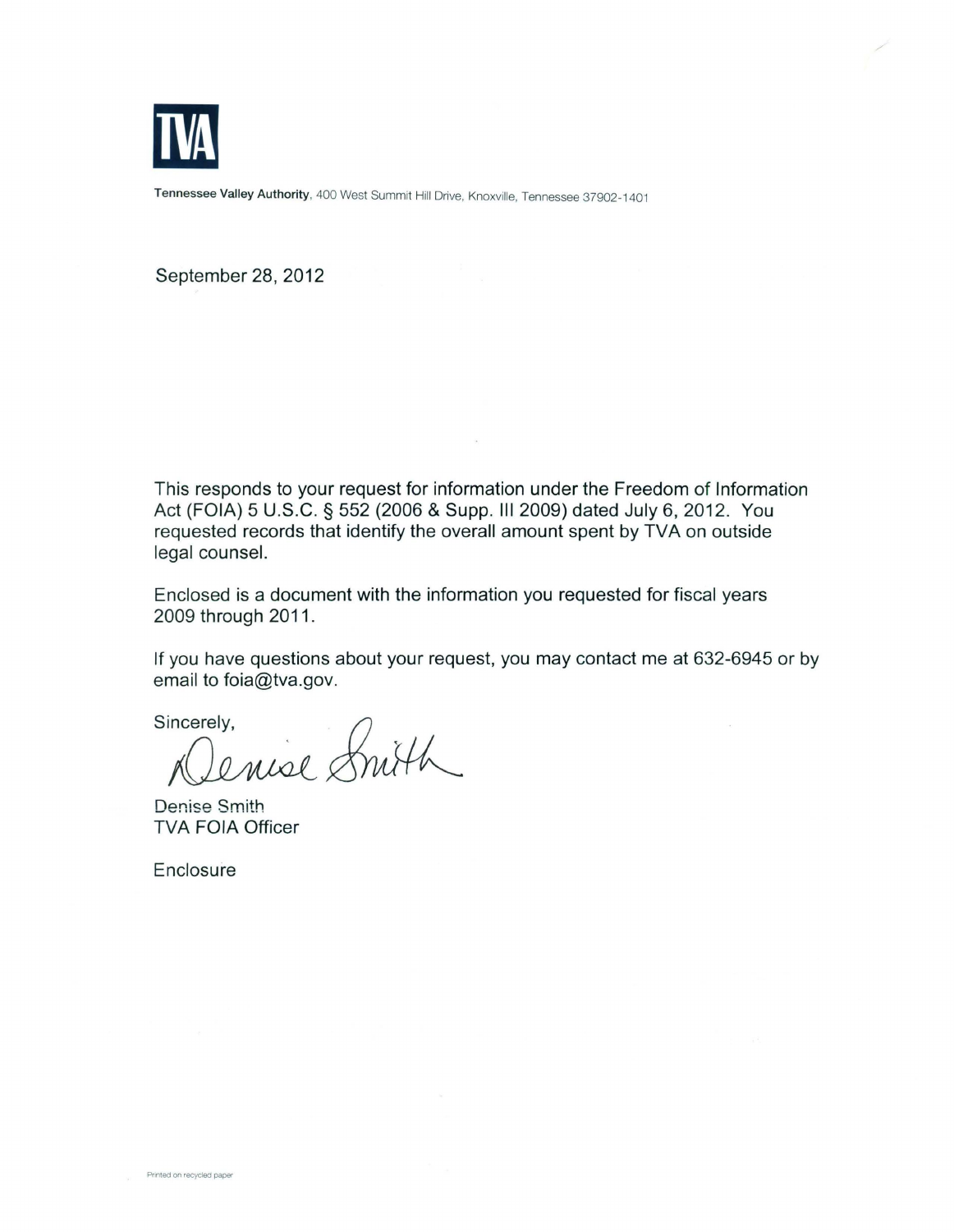**TVA**

**Tennessee Valley Authority**, 400 West Summit Hill Drive, Knoxville, Tennessee 37902-1401

September 28, 2012

This responds to your request for information under the Freedom of Information Act (FOIA) 5 U.S.C. § 552 (2006 & Supp. III 2009) dated July 6, 2012. You requested records that identify the overall amount spent by TVA on outside legal counsel.

Enclosed is a document with the information you requested for fiscal years 2009 through 2011.

If you have questions about your request, you may contact me at 632-6945 or by email to foia@tva.gov.

Sincerely,

Denise Smith

Denise Smith
TVA FOIA Officer

Enclosure

Printed on recycled paper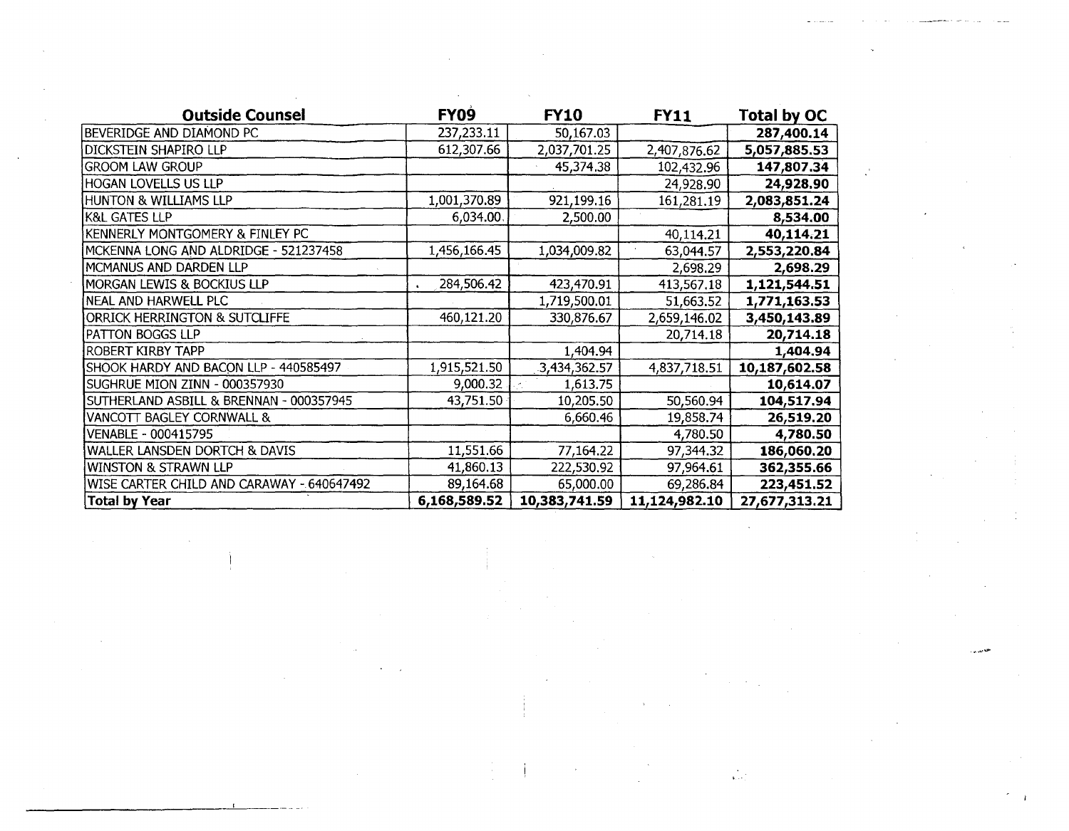| Outside Counsel | FY09 | FY10 | FY11 | Total by OC |
|---|---|---|---|---|
| BEVERIDGE AND DIAMOND PC | 237,233.11 | 50,167.03 | | **287,400.14** |
| DICKSTEIN SHAPIRO LLP | 612,307.66 | 2,037,701.25 | 2,407,876.62 | **5,057,885.53** |
| GROOM LAW GROUP | | 45,374.38 | 102,432.96 | **147,807.34** |
| HOGAN LOVELLS US LLP | | | 24,928.90 | **24,928.90** |
| HUNTON & WILLIAMS LLP | 1,001,370.89 | 921,199.16 | 161,281.19 | **2,083,851.24** |
| K&L GATES LLP | 6,034.00 | 2,500.00 | | **8,534.00** |
| KENNERLY MONTGOMERY & FINLEY PC | | | 40,114.21 | **40,114.21** |
| MCKENNA LONG AND ALDRIDGE - 521237458 | 1,456,166.45 | 1,034,009.82 | 63,044.57 | **2,553,220.84** |
| MCMANUS AND DARDEN LLP | | | 2,698.29 | **2,698.29** |
| MORGAN LEWIS & BOCKIUS LLP | 284,506.42 | 423,470.91 | 413,567.18 | **1,121,544.51** |
| NEAL AND HARWELL PLC | | 1,719,500.01 | 51,663.52 | **1,771,163.53** |
| ORRICK HERRINGTON & SUTCLIFFE | 460,121.20 | 330,876.67 | 2,659,146.02 | **3,450,143.89** |
| PATTON BOGGS LLP | | | 20,714.18 | **20,714.18** |
| ROBERT KIRBY TAPP | | 1,404.94 | | **1,404.94** |
| SHOOK HARDY AND BACON LLP - 440585497 | 1,915,521.50 | 3,434,362.57 | 4,837,718.51 | **10,187,602.58** |
| SUGHRUE MION ZINN - 000357930 | 9,000.32 | 1,613.75 | | **10,614.07** |
| SUTHERLAND ASBILL & BRENNAN - 000357945 | 43,751.50 | 10,205.50 | 50,560.94 | **104,517.94** |
| VANCOTT BAGLEY CORNWALL & | | 6,660.46 | 19,858.74 | **26,519.20** |
| VENABLE - 000415795 | | | 4,780.50 | **4,780.50** |
| WALLER LANSDEN DORTCH & DAVIS | 11,551.66 | 77,164.22 | 97,344.32 | **186,060.20** |
| WINSTON & STRAWN LLP | 41,860.13 | 222,530.92 | 97,964.61 | **362,355.66** |
| WISE CARTER CHILD AND CARAWAY - 640647492 | 89,164.68 | 65,000.00 | 69,286.84 | **223,451.52** |
| **Total by Year** | **6,168,589.52** | **10,383,741.59** | **11,124,982.10** | **27,677,313.21** |